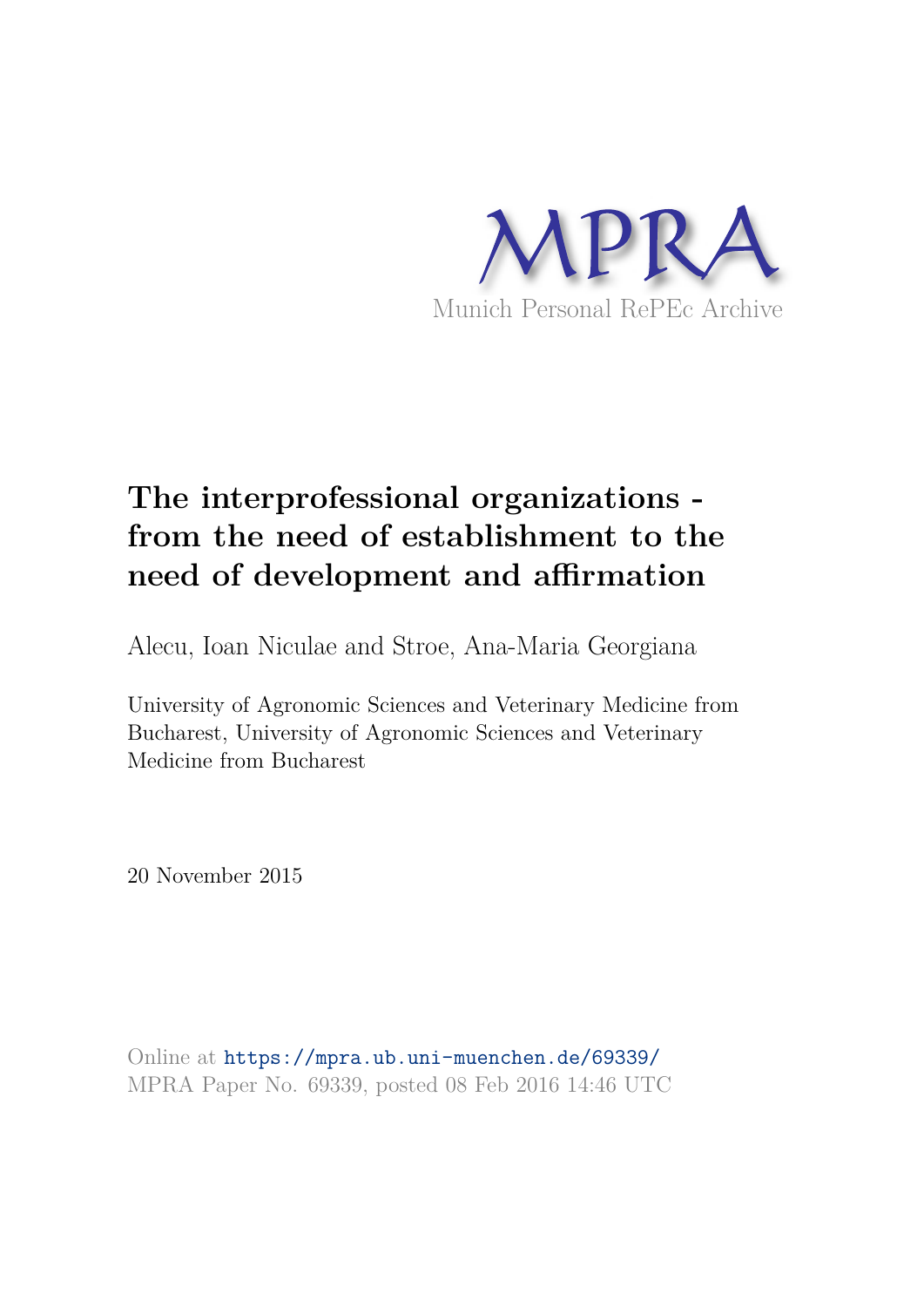MPRA

Munich Personal RePEc Archive

# The interprofessional organizations - from the need of establishment to the need of development and affirmation

Alecu, Ioan Niculae and Stroe, Ana-Maria Georgiana

University of Agronomic Sciences and Veterinary Medicine from Bucharest, University of Agronomic Sciences and Veterinary Medicine from Bucharest

20 November 2015

Online at https://mpra.ub.uni-muenchen.de/69339/
MPRA Paper No. 69339, posted 08 Feb 2016 14:46 UTC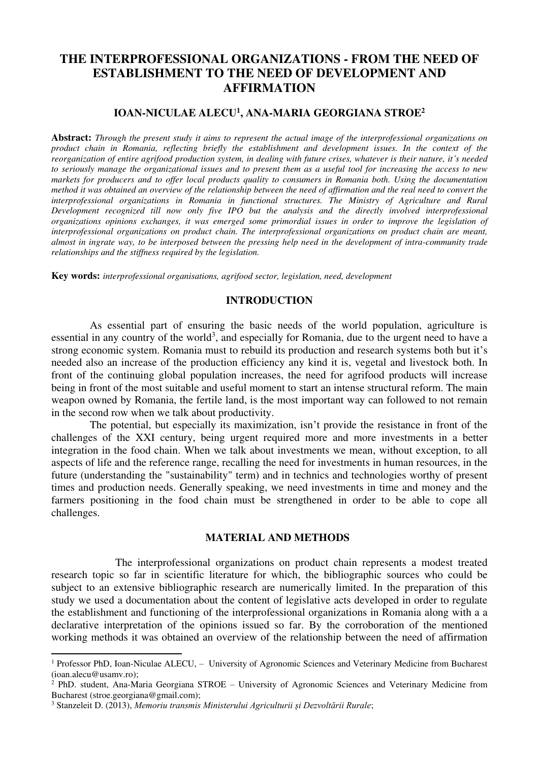# THE INTERPROFESSIONAL ORGANIZATIONS - FROM THE NEED OF ESTABLISHMENT TO THE NEED OF DEVELOPMENT AND AFFIRMATION

## IOAN-NICULAE ALECU[1], ANA-MARIA GEORGIANA STROE[2]

**Abstract:** *Through the present study it aims to represent the actual image of the interprofessional organizations on product chain in Romania, reflecting briefly the establishment and development issues. In the context of the reorganization of entire agrifood production system, in dealing with future crises, whatever is their nature, it's needed to seriously manage the organizational issues and to present them as a useful tool for increasing the access to new markets for producers and to offer local products quality to consumers in Romania both. Using the documentation method it was obtained an overview of the relationship between the need of affirmation and the real need to convert the interprofessional organizations in Romania in functional structures. The Ministry of Agriculture and Rural Development recognized till now only five IPO but the analysis and the directly involved interprofessional organizations opinions exchanges, it was emerged some primordial issues in order to improve the legislation of interprofessional organizations on product chain. The interprofessional organizations on product chain are meant, almost in ingrate way, to be interposed between the pressing help need in the development of intra-community trade relationships and the stiffness required by the legislation.*

**Key words:** *interprofessional organisations, agrifood sector, legislation, need, development*

## INTRODUCTION

As essential part of ensuring the basic needs of the world population, agriculture is essential in any country of the world[3], and especially for Romania, due to the urgent need to have a strong economic system. Romania must to rebuild its production and research systems both but it's needed also an increase of the production efficiency any kind it is, vegetal and livestock both. In front of the continuing global population increases, the need for agrifood products will increase being in front of the most suitable and useful moment to start an intense structural reform. The main weapon owned by Romania, the fertile land, is the most important way can followed to not remain in the second row when we talk about productivity.

The potential, but especially its maximization, isn't provide the resistance in front of the challenges of the XXI century, being urgent required more and more investments in a better integration in the food chain. When we talk about investments we mean, without exception, to all aspects of life and the reference range, recalling the need for investments in human resources, in the future (understanding the "sustainability" term) and in technics and technologies worthy of present times and production needs. Generally speaking, we need investments in time and money and the farmers positioning in the food chain must be strengthened in order to be able to cope all challenges.

## MATERIAL AND METHODS

The interprofessional organizations on product chain represents a modest treated research topic so far in scientific literature for which, the bibliographic sources who could be subject to an extensive bibliographic research are numerically limited. In the preparation of this study we used a documentation about the content of legislative acts developed in order to regulate the establishment and functioning of the interprofessional organizations in Romania along with a a declarative interpretation of the opinions issued so far. By the corroboration of the mentioned working methods it was obtained an overview of the relationship between the need of affirmation

---

[1] Professor PhD, Ioan-Niculae ALECU, – University of Agronomic Sciences and Veterinary Medicine from Bucharest (ioan.alecu@usamv.ro);

[2] PhD. student, Ana-Maria Georgiana STROE – University of Agronomic Sciences and Veterinary Medicine from Bucharest (stroe.georgiana@gmail.com);

[3] Stanzeleit D. (2013), *Memoriu transmis Ministerului Agriculturii și Dezvoltării Rurale*;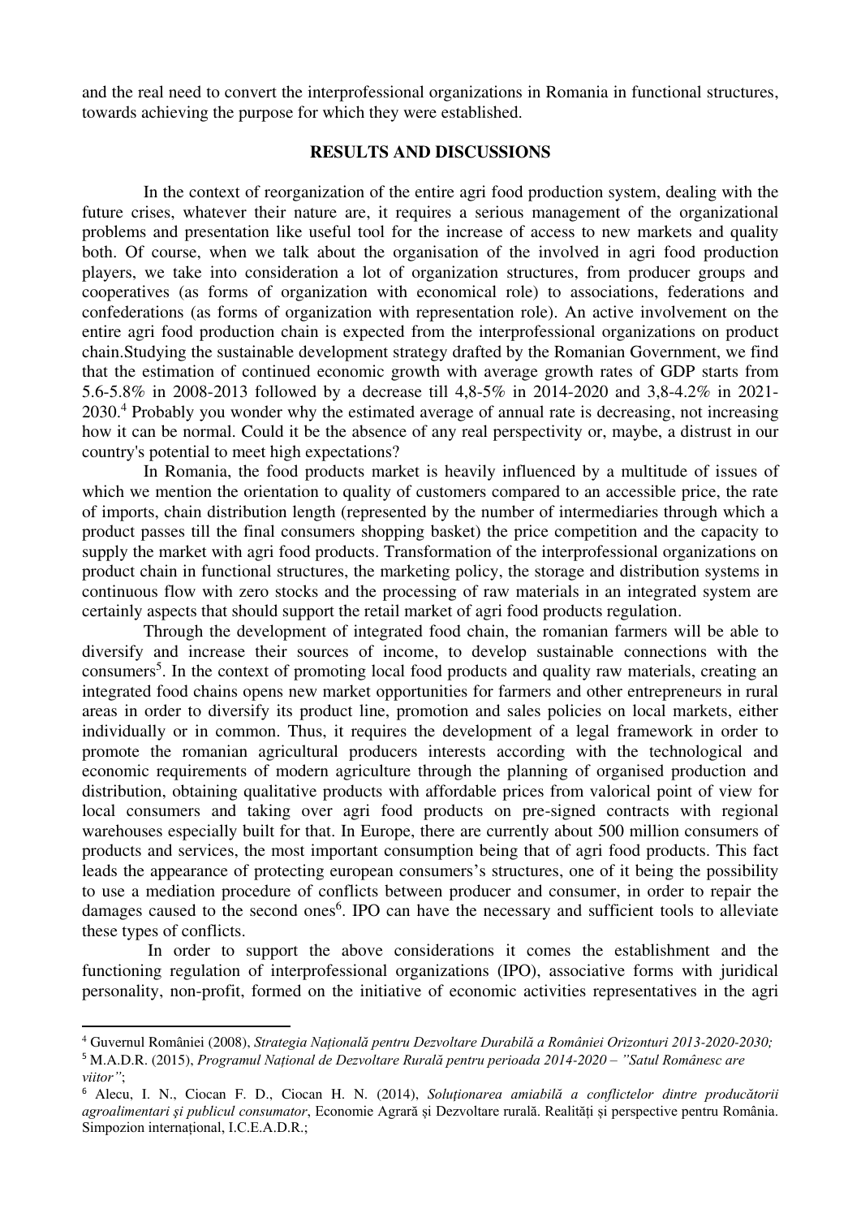and the real need to convert the interprofessional organizations in Romania in functional structures, towards achieving the purpose for which they were established.

## RESULTS AND DISCUSSIONS

In the context of reorganization of the entire agri food production system, dealing with the future crises, whatever their nature are, it requires a serious management of the organizational problems and presentation like useful tool for the increase of access to new markets and quality both. Of course, when we talk about the organisation of the involved in agri food production players, we take into consideration a lot of organization structures, from producer groups and cooperatives (as forms of organization with economical role) to associations, federations and confederations (as forms of organization with representation role). An active involvement on the entire agri food production chain is expected from the interprofessional organizations on product chain.Studying the sustainable development strategy drafted by the Romanian Government, we find that the estimation of continued economic growth with average growth rates of GDP starts from 5.6-5.8% in 2008-2013 followed by a decrease till 4,8-5% in 2014-2020 and 3,8-4.2% in 2021-2030.[4] Probably you wonder why the estimated average of annual rate is decreasing, not increasing how it can be normal. Could it be the absence of any real perspectivity or, maybe, a distrust in our country's potential to meet high expectations?

In Romania, the food products market is heavily influenced by a multitude of issues of which we mention the orientation to quality of customers compared to an accessible price, the rate of imports, chain distribution length (represented by the number of intermediaries through which a product passes till the final consumers shopping basket) the price competition and the capacity to supply the market with agri food products. Transformation of the interprofessional organizations on product chain in functional structures, the marketing policy, the storage and distribution systems in continuous flow with zero stocks and the processing of raw materials in an integrated system are certainly aspects that should support the retail market of agri food products regulation.

Through the development of integrated food chain, the romanian farmers will be able to diversify and increase their sources of income, to develop sustainable connections with the consumers[5]. In the context of promoting local food products and quality raw materials, creating an integrated food chains opens new market opportunities for farmers and other entrepreneurs in rural areas in order to diversify its product line, promotion and sales policies on local markets, either individually or in common. Thus, it requires the development of a legal framework in order to promote the romanian agricultural producers interests according with the technological and economic requirements of modern agriculture through the planning of organised production and distribution, obtaining qualitative products with affordable prices from valorical point of view for local consumers and taking over agri food products on pre-signed contracts with regional warehouses especially built for that. In Europe, there are currently about 500 million consumers of products and services, the most important consumption being that of agri food products. This fact leads the appearance of protecting european consumers's structures, one of it being the possibility to use a mediation procedure of conflicts between producer and consumer, in order to repair the damages caused to the second ones[6]. IPO can have the necessary and sufficient tools to alleviate these types of conflicts.

In order to support the above considerations it comes the establishment and the functioning regulation of interprofessional organizations (IPO), associative forms with juridical personality, non-profit, formed on the initiative of economic activities representatives in the agri

---

[4] Guvernul României (2008), *Strategia Națională pentru Dezvoltare Durabilă a României Orizonturi 2013-2020-2030;*

[5] M.A.D.R. (2015), *Programul Național de Dezvoltare Rurală pentru perioada 2014-2020 – "Satul Românesc are viitor"*;

[6] Alecu, I. N., Ciocan F. D., Ciocan H. N. (2014), *Soluționarea amiabilă a conflictelor dintre producătorii agroalimentari şi publicul consumator*, Economie Agrară și Dezvoltare rurală. Realități și perspective pentru România. Simpozion internațional, I.C.E.A.D.R.;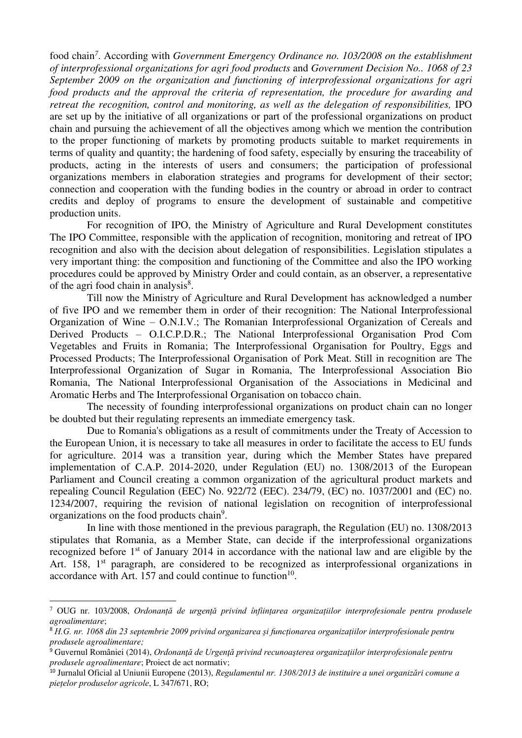food chain[7]. According with *Government Emergency Ordinance no. 103/2008 on the establishment of interprofessional organizations for agri food products* and *Government Decision No.. 1068 of 23 September 2009 on the organization and functioning of interprofessional organizations for agri food products and the approval the criteria of representation, the procedure for awarding and retreat the recognition, control and monitoring, as well as the delegation of responsibilities,* IPO are set up by the initiative of all organizations or part of the professional organizations on product chain and pursuing the achievement of all the objectives among which we mention the contribution to the proper functioning of markets by promoting products suitable to market requirements in terms of quality and quantity; the hardening of food safety, especially by ensuring the traceability of products, acting in the interests of users and consumers; the participation of professional organizations members in elaboration strategies and programs for development of their sector; connection and cooperation with the funding bodies in the country or abroad in order to contract credits and deploy of programs to ensure the development of sustainable and competitive production units.

For recognition of IPO, the Ministry of Agriculture and Rural Development constitutes The IPO Committee, responsible with the application of recognition, monitoring and retreat of IPO recognition and also with the decision about delegation of responsibilities. Legislation stipulates a very important thing: the composition and functioning of the Committee and also the IPO working procedures could be approved by Ministry Order and could contain, as an observer, a representative of the agri food chain in analysis[8].

Till now the Ministry of Agriculture and Rural Development has acknowledged a number of five IPO and we remember them in order of their recognition: The National Interprofessional Organization of Wine – O.N.I.V.; The Romanian Interprofessional Organization of Cereals and Derived Products – O.I.C.P.D.R.; The National Interprofessional Organisation Prod Com Vegetables and Fruits in Romania; The Interprofessional Organisation for Poultry, Eggs and Processed Products; The Interprofessional Organisation of Pork Meat. Still in recognition are The Interprofessional Organization of Sugar in Romania, The Interprofessional Association Bio Romania, The National Interprofessional Organisation of the Associations in Medicinal and Aromatic Herbs and The Interprofessional Organisation on tobacco chain.

The necessity of founding interprofessional organizations on product chain can no longer be doubted but their regulating represents an immediate emergency task.

Due to Romania's obligations as a result of commitments under the Treaty of Accession to the European Union, it is necessary to take all measures in order to facilitate the access to EU funds for agriculture. 2014 was a transition year, during which the Member States have prepared implementation of C.A.P. 2014-2020, under Regulation (EU) no. 1308/2013 of the European Parliament and Council creating a common organization of the agricultural product markets and repealing Council Regulation (EEC) No. 922/72 (EEC). 234/79, (EC) no. 1037/2001 and (EC) no. 1234/2007, requiring the revision of national legislation on recognition of interprofessional organizations on the food products chain[9].

In line with those mentioned in the previous paragraph, the Regulation (EU) no. 1308/2013 stipulates that Romania, as a Member State, can decide if the interprofessional organizations recognized before 1st of January 2014 in accordance with the national law and are eligible by the Art. 158, 1st paragraph, are considered to be recognized as interprofessional organizations in accordance with Art. 157 and could continue to function[10].

---

[7] OUG nr. 103/2008, *Ordonanță de urgență privind înființarea organizațiilor interprofesionale pentru produsele agroalimentare*;

[8] *H.G. nr. 1068 din 23 septembrie 2009 privind organizarea și funcționarea organizațiilor interprofesionale pentru produsele agroalimentare;*

[9] Guvernul României (2014), *Ordonanţă de Urgenţă privind recunoaşterea organizaţiilor interprofesionale pentru produsele agroalimentare*; Proiect de act normativ;

[10] Jurnalul Oficial al Uniunii Europene (2013), *Regulamentul nr. 1308/2013 de instituire a unei organizări comune a piețelor produselor agricole*, L 347/671, RO;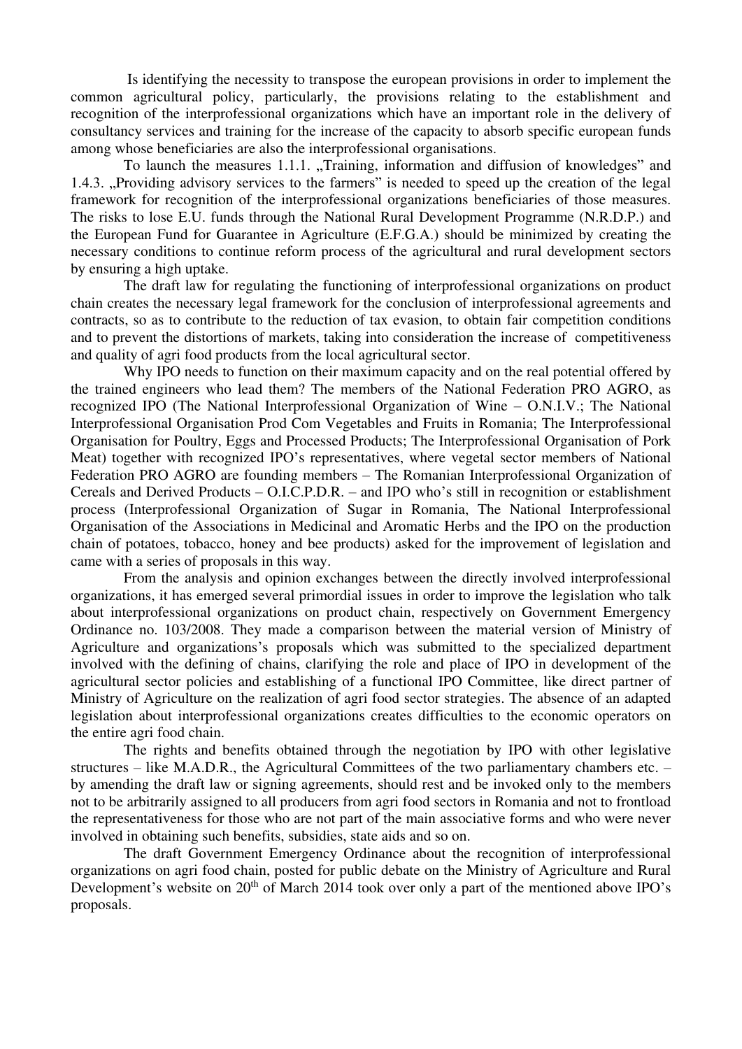Is identifying the necessity to transpose the european provisions in order to implement the common agricultural policy, particularly, the provisions relating to the establishment and recognition of the interprofessional organizations which have an important role in the delivery of consultancy services and training for the increase of the capacity to absorb specific european funds among whose beneficiaries are also the interprofessional organisations.

To launch the measures 1.1.1. „Training, information and diffusion of knowledges" and 1.4.3. „Providing advisory services to the farmers" is needed to speed up the creation of the legal framework for recognition of the interprofessional organizations beneficiaries of those measures. The risks to lose E.U. funds through the National Rural Development Programme (N.R.D.P.) and the European Fund for Guarantee in Agriculture (E.F.G.A.) should be minimized by creating the necessary conditions to continue reform process of the agricultural and rural development sectors by ensuring a high uptake.

The draft law for regulating the functioning of interprofessional organizations on product chain creates the necessary legal framework for the conclusion of interprofessional agreements and contracts, so as to contribute to the reduction of tax evasion, to obtain fair competition conditions and to prevent the distortions of markets, taking into consideration the increase of competitiveness and quality of agri food products from the local agricultural sector.

Why IPO needs to function on their maximum capacity and on the real potential offered by the trained engineers who lead them? The members of the National Federation PRO AGRO, as recognized IPO (The National Interprofessional Organization of Wine – O.N.I.V.; The National Interprofessional Organisation Prod Com Vegetables and Fruits in Romania; The Interprofessional Organisation for Poultry, Eggs and Processed Products; The Interprofessional Organisation of Pork Meat) together with recognized IPO's representatives, where vegetal sector members of National Federation PRO AGRO are founding members – The Romanian Interprofessional Organization of Cereals and Derived Products – O.I.C.P.D.R. – and IPO who's still in recognition or establishment process (Interprofessional Organization of Sugar in Romania, The National Interprofessional Organisation of the Associations in Medicinal and Aromatic Herbs and the IPO on the production chain of potatoes, tobacco, honey and bee products) asked for the improvement of legislation and came with a series of proposals in this way.

From the analysis and opinion exchanges between the directly involved interprofessional organizations, it has emerged several primordial issues in order to improve the legislation who talk about interprofessional organizations on product chain, respectively on Government Emergency Ordinance no. 103/2008. They made a comparison between the material version of Ministry of Agriculture and organizations's proposals which was submitted to the specialized department involved with the defining of chains, clarifying the role and place of IPO in development of the agricultural sector policies and establishing of a functional IPO Committee, like direct partner of Ministry of Agriculture on the realization of agri food sector strategies. The absence of an adapted legislation about interprofessional organizations creates difficulties to the economic operators on the entire agri food chain.

The rights and benefits obtained through the negotiation by IPO with other legislative structures – like M.A.D.R., the Agricultural Committees of the two parliamentary chambers etc. – by amending the draft law or signing agreements, should rest and be invoked only to the members not to be arbitrarily assigned to all producers from agri food sectors in Romania and not to frontload the representativeness for those who are not part of the main associative forms and who were never involved in obtaining such benefits, subsidies, state aids and so on.

The draft Government Emergency Ordinance about the recognition of interprofessional organizations on agri food chain, posted for public debate on the Ministry of Agriculture and Rural Development's website on 20th of March 2014 took over only a part of the mentioned above IPO's proposals.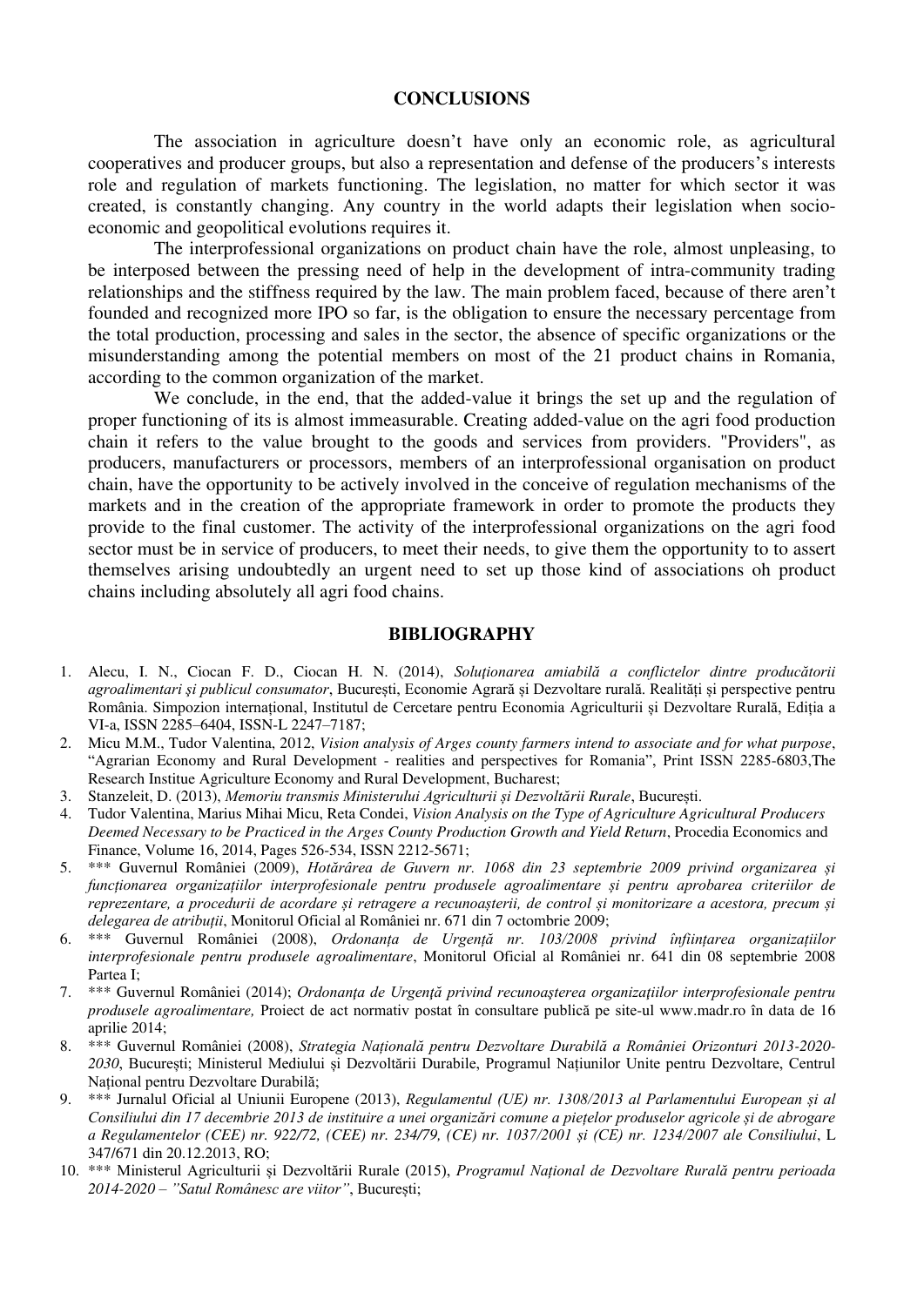## CONCLUSIONS

The association in agriculture doesn't have only an economic role, as agricultural cooperatives and producer groups, but also a representation and defense of the producers's interests role and regulation of markets functioning. The legislation, no matter for which sector it was created, is constantly changing. Any country in the world adapts their legislation when socio-economic and geopolitical evolutions requires it.

The interprofessional organizations on product chain have the role, almost unpleasing, to be interposed between the pressing need of help in the development of intra-community trading relationships and the stiffness required by the law. The main problem faced, because of there aren't founded and recognized more IPO so far, is the obligation to ensure the necessary percentage from the total production, processing and sales in the sector, the absence of specific organizations or the misunderstanding among the potential members on most of the 21 product chains in Romania, according to the common organization of the market.

We conclude, in the end, that the added-value it brings the set up and the regulation of proper functioning of its is almost immeasurable. Creating added-value on the agri food production chain it refers to the value brought to the goods and services from providers. "Providers", as producers, manufacturers or processors, members of an interprofessional organisation on product chain, have the opportunity to be actively involved in the conceive of regulation mechanisms of the markets and in the creation of the appropriate framework in order to promote the products they provide to the final customer. The activity of the interprofessional organizations on the agri food sector must be in service of producers, to meet their needs, to give them the opportunity to to assert themselves arising undoubtedly an urgent need to set up those kind of associations oh product chains including absolutely all agri food chains.

## BIBLIOGRAPHY

1. Alecu, I. N., Ciocan F. D., Ciocan H. N. (2014), *Soluționarea amiabilă a conflictelor dintre producătorii agroalimentari și publicul consumator*, București, Economie Agrară și Dezvoltare rurală. Realități și perspective pentru România. Simpozion internațional, Institutul de Cercetare pentru Economia Agriculturii și Dezvoltare Rurală, Ediția a VI-a, ISSN 2285–6404, ISSN-L 2247–7187;
2. Micu M.M., Tudor Valentina, 2012, *Vision analysis of Arges county farmers intend to associate and for what purpose*, "Agrarian Economy and Rural Development - realities and perspectives for Romania", Print ISSN 2285-6803,The Research Institue Agriculture Economy and Rural Development, Bucharest;
3. Stanzeleit, D. (2013), *Memoriu transmis Ministerului Agriculturii și Dezvoltării Rurale*, București.
4. Tudor Valentina, Marius Mihai Micu, Reta Condei, *Vision Analysis on the Type of Agriculture Agricultural Producers Deemed Necessary to be Practiced in the Arges County Production Growth and Yield Return*, Procedia Economics and Finance, Volume 16, 2014, Pages 526-534, ISSN 2212-5671;
5. *** Guvernul României (2009), *Hotărârea de Guvern nr. 1068 din 23 septembrie 2009 privind organizarea și funcționarea organizațiilor interprofesionale pentru produsele agroalimentare și pentru aprobarea criteriilor de reprezentare, a procedurii de acordare și retragere a recunoașterii, de control și monitorizare a acestora, precum și delegarea de atribuții*, Monitorul Oficial al României nr. 671 din 7 octombrie 2009;
6. *** Guvernul României (2008), *Ordonanța de Urgență nr. 103/2008 privind înființarea organizațiilor interprofesionale pentru produsele agroalimentare*, Monitorul Oficial al României nr. 641 din 08 septembrie 2008 Partea I;
7. *** Guvernul României (2014); *Ordonanța de Urgență privind recunoașterea organizațiilor interprofesionale pentru produsele agroalimentare,* Proiect de act normativ postat în consultare publică pe site-ul www.madr.ro în data de 16 aprilie 2014;
8. *** Guvernul României (2008), *Strategia Națională pentru Dezvoltare Durabilă a României Orizonturi 2013-2020-2030*, București; Ministerul Mediului și Dezvoltării Durabile, Programul Națiunilor Unite pentru Dezvoltare, Centrul Național pentru Dezvoltare Durabilă;
9. *** Jurnalul Oficial al Uniunii Europene (2013), *Regulamentul (UE) nr. 1308/2013 al Parlamentului European și al Consiliului din 17 decembrie 2013 de instituire a unei organizări comune a piețelor produselor agricole și de abrogare a Regulamentelor (CEE) nr. 922/72, (CEE) nr. 234/79, (CE) nr. 1037/2001 și (CE) nr. 1234/2007 ale Consiliului*, L 347/671 din 20.12.2013, RO;
10. *** Ministerul Agriculturii și Dezvoltării Rurale (2015), *Programul Național de Dezvoltare Rurală pentru perioada 2014-2020 – "Satul Românesc are viitor"*, București;